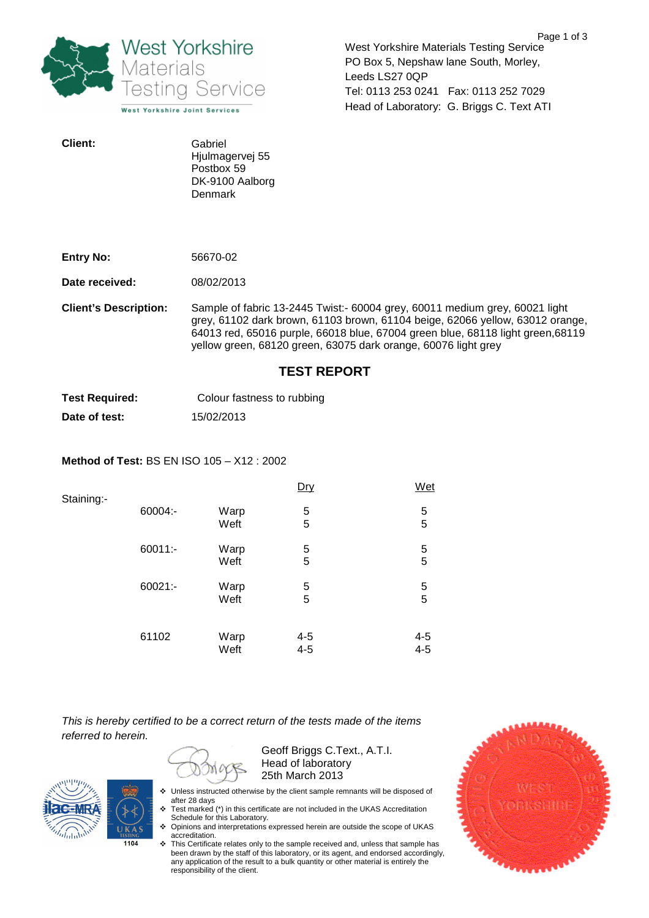West Yorkshire Materials Testing Service
West Yorkshire Joint Services

West Yorkshire Materials Testing Service
PO Box 5, Nepshaw lane South, Morley,
Leeds LS27 0QP
Tel: 0113 253 0241 Fax: 0113 252 7029
Head of Laboratory: G. Briggs C. Text ATI

**Client:** Gabriel
Hjulmagervej 55
Postbox 59
DK-9100 Aalborg
Denmark

**Entry No:** 56670-02

**Date received:** 08/02/2013

**Client's Description:** Sample of fabric 13-2445 Twist:- 60004 grey, 60011 medium grey, 60021 light grey, 61102 dark brown, 61103 brown, 61104 beige, 62066 yellow, 63012 orange, 64013 red, 65016 purple, 66018 blue, 67004 green blue, 68118 light green,68119 yellow green, 68120 green, 63075 dark orange, 60076 light grey

## TEST REPORT

**Test Required:** Colour fastness to rubbing

**Date of test:** 15/02/2013

**Method of Test:** BS EN ISO 105 – X12 : 2002

| Staining:- | | | Dry | Wet |
|---|---|---|---|---|
| | 60004:- | Warp | 5 | 5 |
| | | Weft | 5 | 5 |
| | 60011:- | Warp | 5 | 5 |
| | | Weft | 5 | 5 |
| | 60021:- | Warp | 5 | 5 |
| | | Weft | 5 | 5 |
| | 61102 | Warp | 4-5 | 4-5 |
| | | Weft | 4-5 | 4-5 |

*This is hereby certified to be a correct return of the tests made of the items referred to herein.*

Geoff Briggs C.Text., A.T.I.
Head of laboratory
25th March 2013

- Unless instructed otherwise by the client sample remnants will be disposed of after 28 days
- Test marked (*) in this certificate are not included in the UKAS Accreditation Schedule for this Laboratory.
- Opinions and interpretations expressed herein are outside the scope of UKAS accreditation.
- This Certificate relates only to the sample received and, unless that sample has been drawn by the staff of this laboratory, or its agent, and endorsed accordingly, any application of the result to a bulk quantity or other material is entirely the responsibility of the client.

UKAS TESTING 1104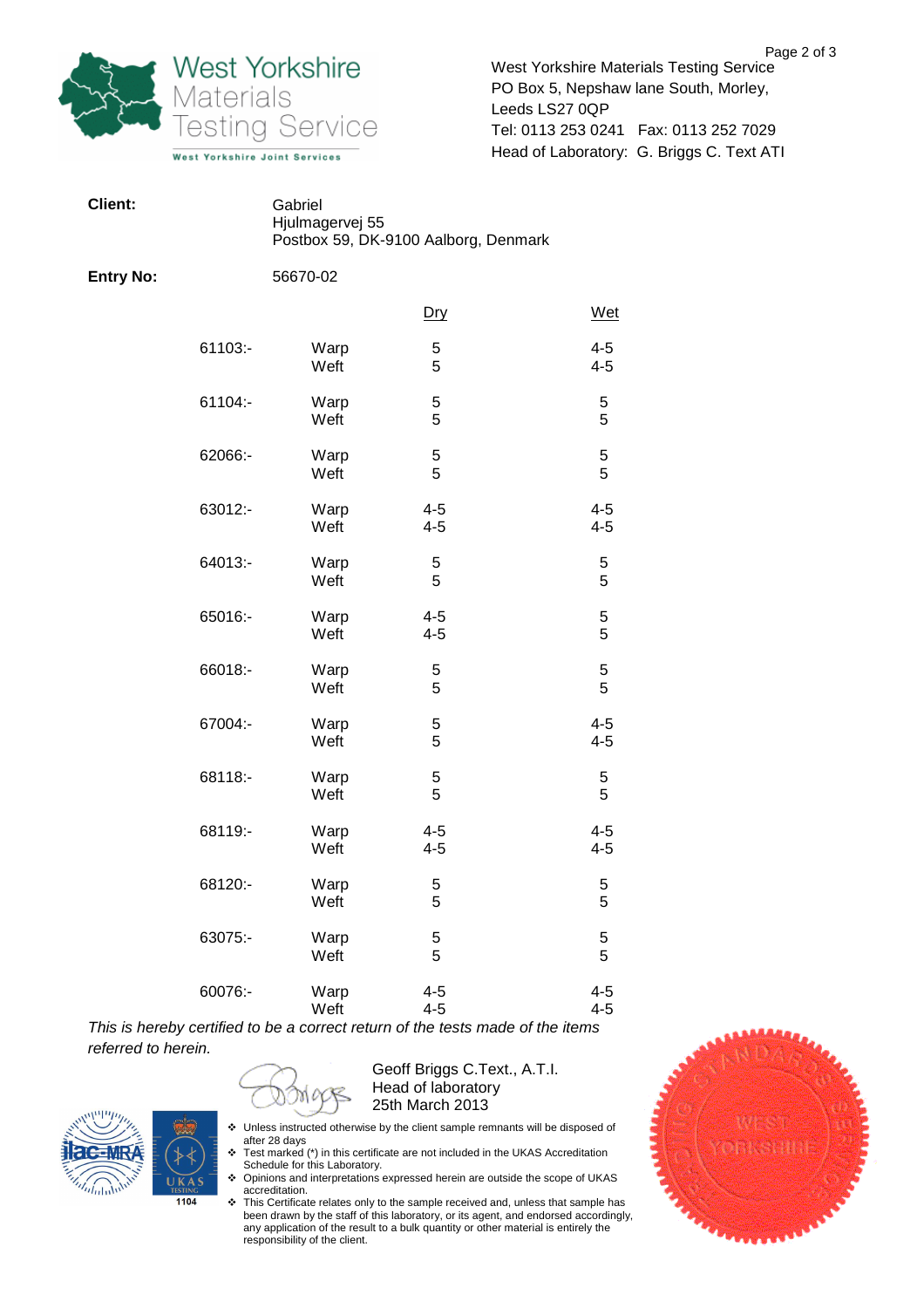West Yorkshire Materials Testing Service
PO Box 5, Nepshaw lane South, Morley,
Leeds LS27 0QP
Tel: 0113 253 0241  Fax: 0113 252 7029
Head of Laboratory: G. Briggs C. Text ATI

**Client:** Gabriel
Hjulmagervej 55
Postbox 59, DK-9100 Aalborg, Denmark

**Entry No:** 56670-02

| | | Dry | Wet |
|---|---|---|---|
| 61103:- | Warp | 5 | 4-5 |
| | Weft | 5 | 4-5 |
| 61104:- | Warp | 5 | 5 |
| | Weft | 5 | 5 |
| 62066:- | Warp | 5 | 5 |
| | Weft | 5 | 5 |
| 63012:- | Warp | 4-5 | 4-5 |
| | Weft | 4-5 | 4-5 |
| 64013:- | Warp | 5 | 5 |
| | Weft | 5 | 5 |
| 65016:- | Warp | 4-5 | 5 |
| | Weft | 4-5 | 5 |
| 66018:- | Warp | 5 | 5 |
| | Weft | 5 | 5 |
| 67004:- | Warp | 5 | 4-5 |
| | Weft | 5 | 4-5 |
| 68118:- | Warp | 5 | 5 |
| | Weft | 5 | 5 |
| 68119:- | Warp | 4-5 | 4-5 |
| | Weft | 4-5 | 4-5 |
| 68120:- | Warp | 5 | 5 |
| | Weft | 5 | 5 |
| 63075:- | Warp | 5 | 5 |
| | Weft | 5 | 5 |
| 60076:- | Warp | 4-5 | 4-5 |
| | Weft | 4-5 | 4-5 |

*This is hereby certified to be a correct return of the tests made of the items referred to herein.*

Geoff Briggs C.Text., A.T.I.
Head of laboratory
25th March 2013

- Unless instructed otherwise by the client sample remnants will be disposed of after 28 days
- Test marked (*) in this certificate are not included in the UKAS Accreditation Schedule for this Laboratory.
- Opinions and interpretations expressed herein are outside the scope of UKAS accreditation.
- This Certificate relates only to the sample received and, unless that sample has been drawn by the staff of this laboratory, or its agent, and endorsed accordingly, any application of the result to a bulk quantity or other material is entirely the responsibility of the client.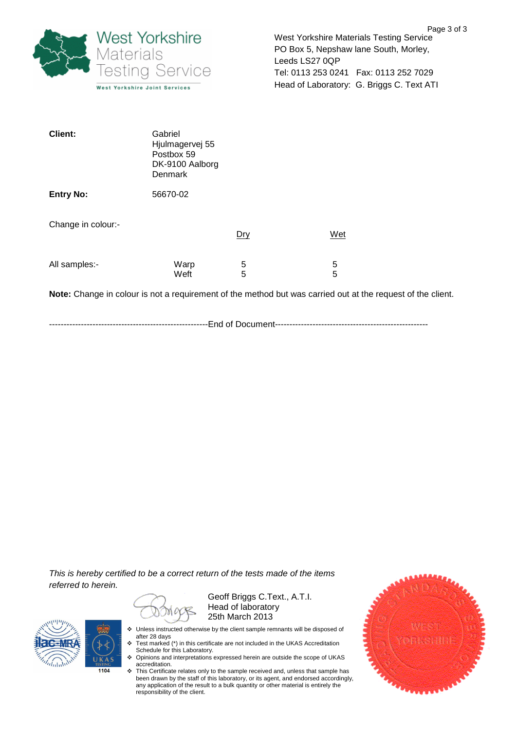West Yorkshire Materials Testing Service
West Yorkshire Joint Services

West Yorkshire Materials Testing Service
PO Box 5, Nepshaw lane South, Morley,
Leeds LS27 0QP
Tel: 0113 253 0241 Fax: 0113 252 7029
Head of Laboratory: G. Briggs C. Text ATI

**Client:** Gabriel
Hjulmagervej 55
Postbox 59
DK-9100 Aalborg
Denmark

**Entry No:** 56670-02

Change in colour:-

| | | Dry | Wet |
|---|---|---|---|
| All samples:- | Warp | 5 | 5 |
| | Weft | 5 | 5 |

**Note:** Change in colour is not a requirement of the method but was carried out at the request of the client.

--------------------------------------------------------End of Document----------------------------------------------------

*This is hereby certified to be a correct return of the tests made of the items referred to herein.*

Geoff Briggs C.Text., A.T.I.
Head of laboratory
25th March 2013

- Unless instructed otherwise by the client sample remnants will be disposed of after 28 days
- Test marked (*) in this certificate are not included in the UKAS Accreditation Schedule for this Laboratory.
- Opinions and interpretations expressed herein are outside the scope of UKAS accreditation.
- This Certificate relates only to the sample received and, unless that sample has been drawn by the staff of this laboratory, or its agent, and endorsed accordingly, any application of the result to a bulk quantity or other material is entirely the responsibility of the client.

UKAS TESTING 1104